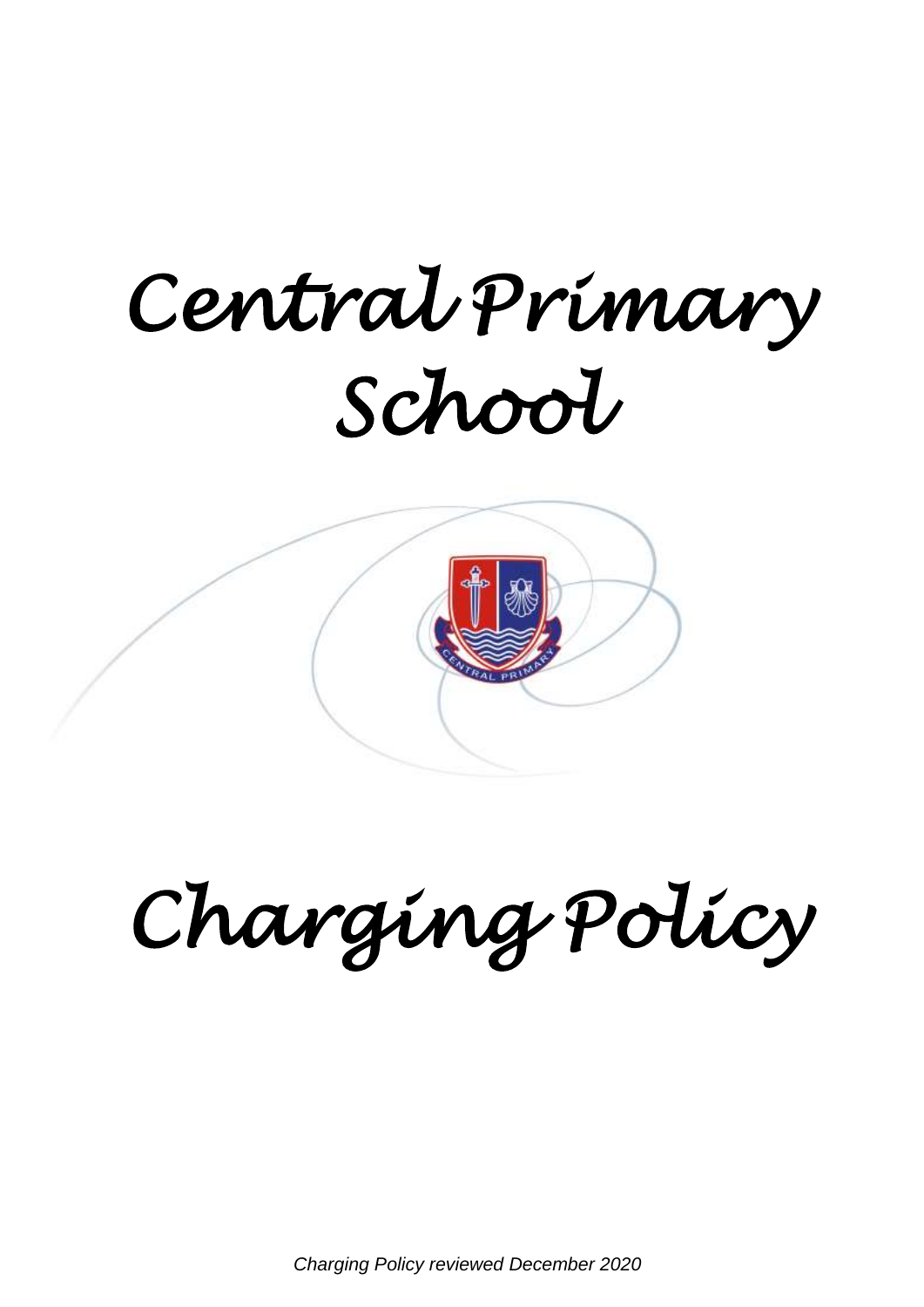# Central Primary School

# Charging Policy

*Charging Policy reviewed December 2020*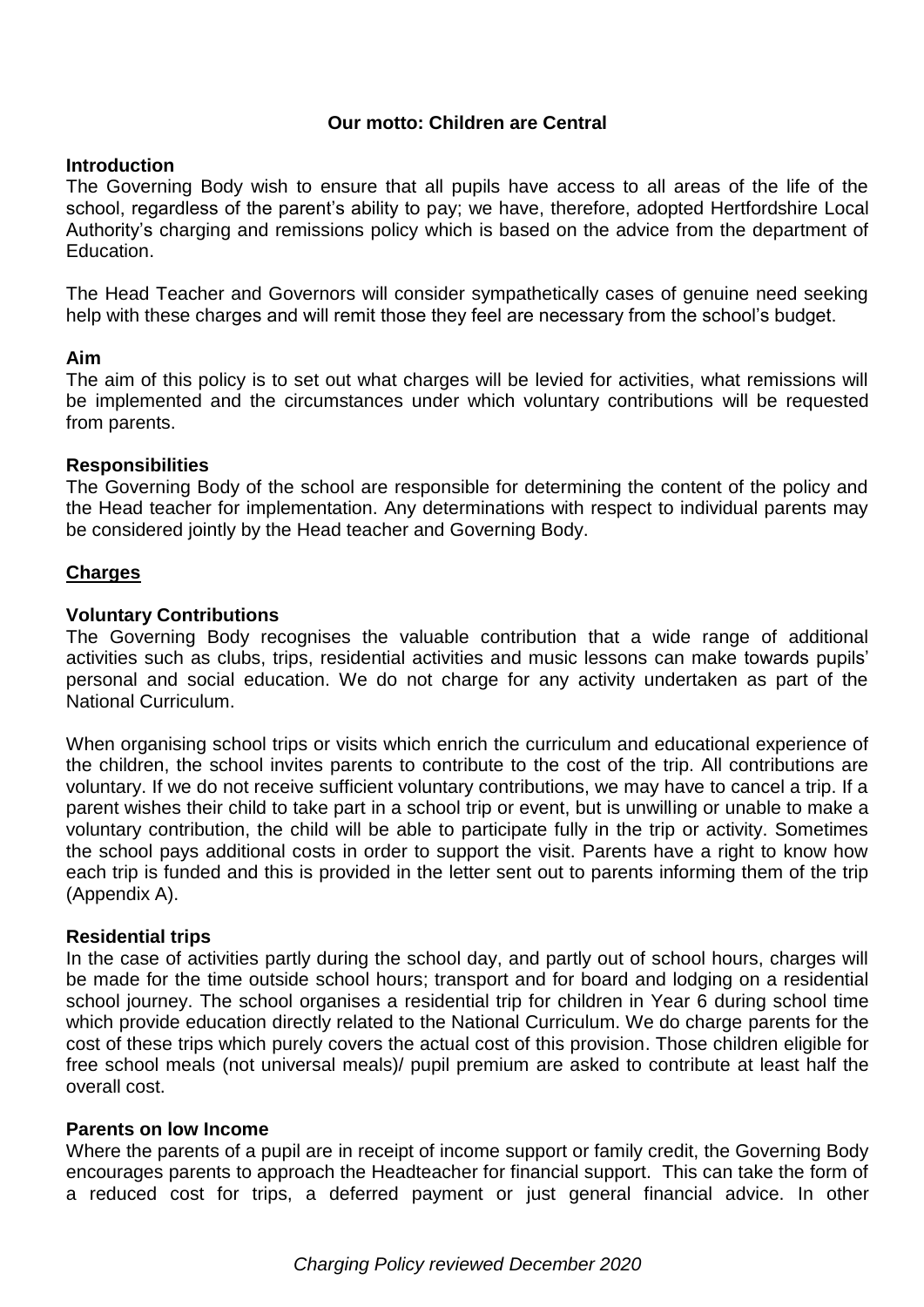**Our motto: Children are Central**

**Introduction**

The Governing Body wish to ensure that all pupils have access to all areas of the life of the school, regardless of the parent's ability to pay; we have, therefore, adopted Hertfordshire Local Authority's charging and remissions policy which is based on the advice from the department of Education.

The Head Teacher and Governors will consider sympathetically cases of genuine need seeking help with these charges and will remit those they feel are necessary from the school's budget.

**Aim**

The aim of this policy is to set out what charges will be levied for activities, what remissions will be implemented and the circumstances under which voluntary contributions will be requested from parents.

**Responsibilities**

The Governing Body of the school are responsible for determining the content of the policy and the Head teacher for implementation. Any determinations with respect to individual parents may be considered jointly by the Head teacher and Governing Body.

**Charges**

**Voluntary Contributions**

The Governing Body recognises the valuable contribution that a wide range of additional activities such as clubs, trips, residential activities and music lessons can make towards pupils' personal and social education. We do not charge for any activity undertaken as part of the National Curriculum.

When organising school trips or visits which enrich the curriculum and educational experience of the children, the school invites parents to contribute to the cost of the trip. All contributions are voluntary. If we do not receive sufficient voluntary contributions, we may have to cancel a trip. If a parent wishes their child to take part in a school trip or event, but is unwilling or unable to make a voluntary contribution, the child will be able to participate fully in the trip or activity. Sometimes the school pays additional costs in order to support the visit. Parents have a right to know how each trip is funded and this is provided in the letter sent out to parents informing them of the trip (Appendix A).

**Residential trips**

In the case of activities partly during the school day, and partly out of school hours, charges will be made for the time outside school hours; transport and for board and lodging on a residential school journey. The school organises a residential trip for children in Year 6 during school time which provide education directly related to the National Curriculum. We do charge parents for the cost of these trips which purely covers the actual cost of this provision. Those children eligible for free school meals (not universal meals)/ pupil premium are asked to contribute at least half the overall cost.

**Parents on low Income**

Where the parents of a pupil are in receipt of income support or family credit, the Governing Body encourages parents to approach the Headteacher for financial support. This can take the form of a reduced cost for trips, a deferred payment or just general financial advice. In other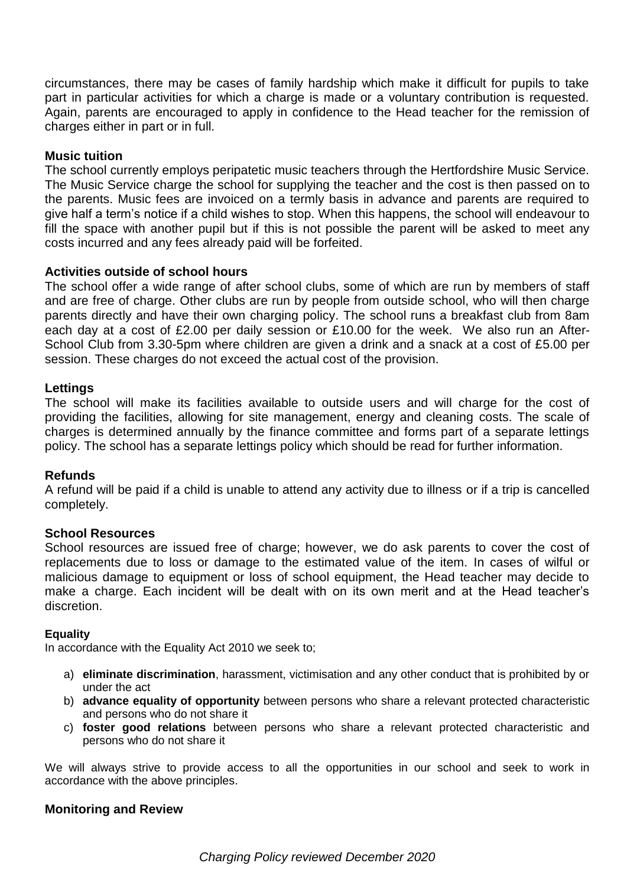circumstances, there may be cases of family hardship which make it difficult for pupils to take part in particular activities for which a charge is made or a voluntary contribution is requested. Again, parents are encouraged to apply in confidence to the Head teacher for the remission of charges either in part or in full.

### Music tuition

The school currently employs peripatetic music teachers through the Hertfordshire Music Service. The Music Service charge the school for supplying the teacher and the cost is then passed on to the parents. Music fees are invoiced on a termly basis in advance and parents are required to give half a term's notice if a child wishes to stop. When this happens, the school will endeavour to fill the space with another pupil but if this is not possible the parent will be asked to meet any costs incurred and any fees already paid will be forfeited.

### Activities outside of school hours

The school offer a wide range of after school clubs, some of which are run by members of staff and are free of charge. Other clubs are run by people from outside school, who will then charge parents directly and have their own charging policy. The school runs a breakfast club from 8am each day at a cost of £2.00 per daily session or £10.00 for the week. We also run an After-School Club from 3.30-5pm where children are given a drink and a snack at a cost of £5.00 per session. These charges do not exceed the actual cost of the provision.

### Lettings

The school will make its facilities available to outside users and will charge for the cost of providing the facilities, allowing for site management, energy and cleaning costs. The scale of charges is determined annually by the finance committee and forms part of a separate lettings policy. The school has a separate lettings policy which should be read for further information.

### Refunds

A refund will be paid if a child is unable to attend any activity due to illness or if a trip is cancelled completely.

### School Resources

School resources are issued free of charge; however, we do ask parents to cover the cost of replacements due to loss or damage to the estimated value of the item. In cases of wilful or malicious damage to equipment or loss of school equipment, the Head teacher may decide to make a charge. Each incident will be dealt with on its own merit and at the Head teacher's discretion.

#### Equality

In accordance with the Equality Act 2010 we seek to;

a) **eliminate discrimination**, harassment, victimisation and any other conduct that is prohibited by or under the act
b) **advance equality of opportunity** between persons who share a relevant protected characteristic and persons who do not share it
c) **foster good relations** between persons who share a relevant protected characteristic and persons who do not share it

We will always strive to provide access to all the opportunities in our school and seek to work in accordance with the above principles.

### Monitoring and Review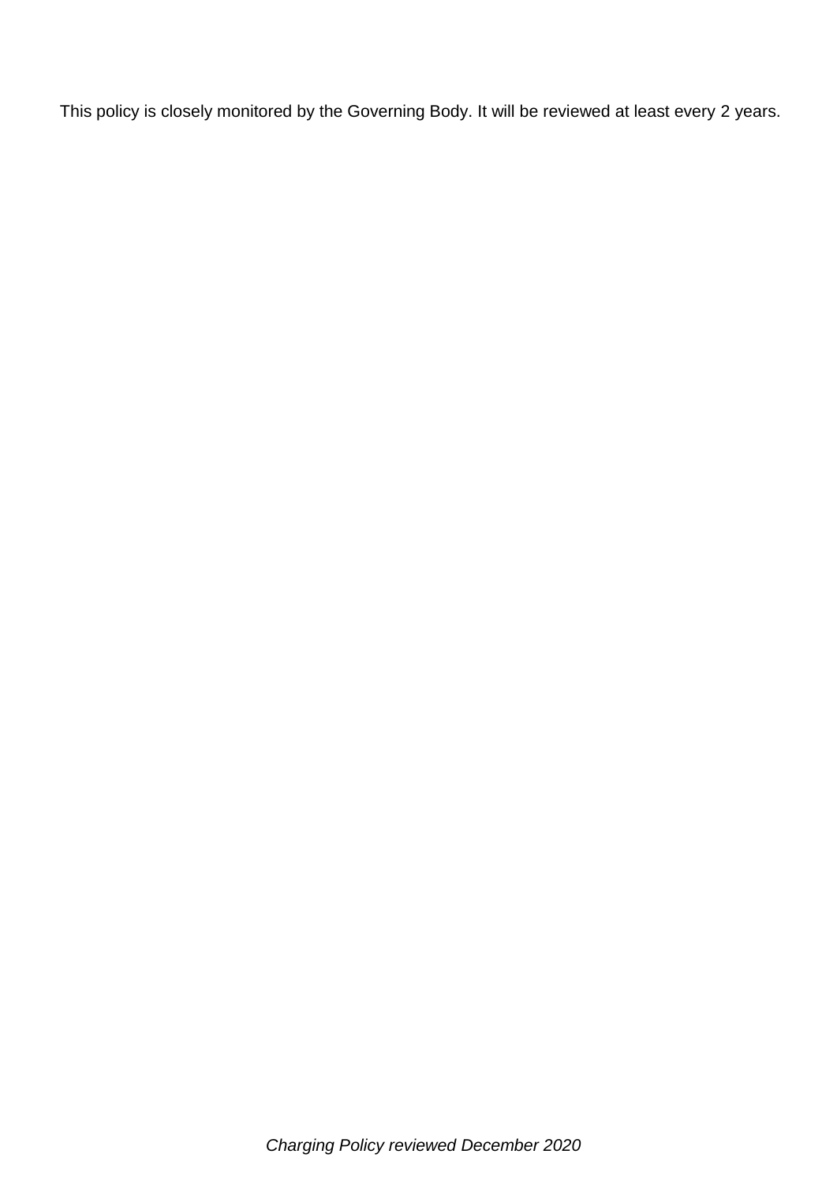This policy is closely monitored by the Governing Body. It will be reviewed at least every 2 years.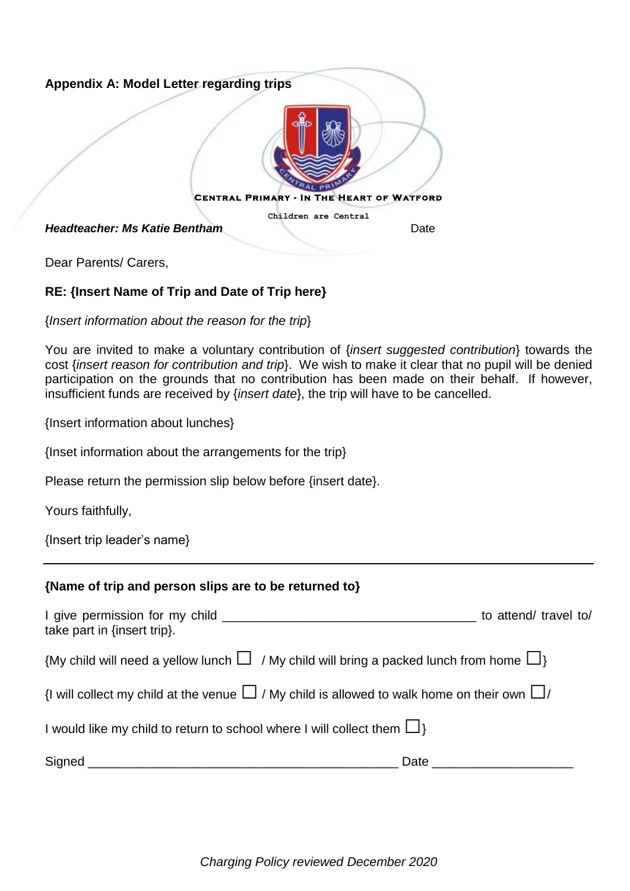**Appendix A: Model Letter regarding trips**

CENTRAL PRIMARY - IN THE HEART OF WATFORD

Children are Central

***Headteacher: Ms Katie Bentham*** Date

Dear Parents/ Carers,

**RE: {Insert Name of Trip and Date of Trip here}**

{*Insert information about the reason for the trip*}

You are invited to make a voluntary contribution of {*insert suggested contribution*} towards the cost {*insert reason for contribution and trip*}. We wish to make it clear that no pupil will be denied participation on the grounds that no contribution has been made on their behalf. If however, insufficient funds are received by {*insert date*}, the trip will have to be cancelled.

{Insert information about lunches}

{Inset information about the arrangements for the trip}

Please return the permission slip below before {insert date}.

Yours faithfully,

{Insert trip leader's name}

---

**{Name of trip and person slips are to be returned to}**

I give permission for my child ___________________________________ to attend/ travel to/ take part in {insert trip}.

{My child will need a yellow lunch ☐ / My child will bring a packed lunch from home ☐}

{I will collect my child at the venue ☐ / My child is allowed to walk home on their own ☐/

I would like my child to return to school where I will collect them ☐}

Signed ___________________________________________ Date ___________________

*Charging Policy reviewed December 2020*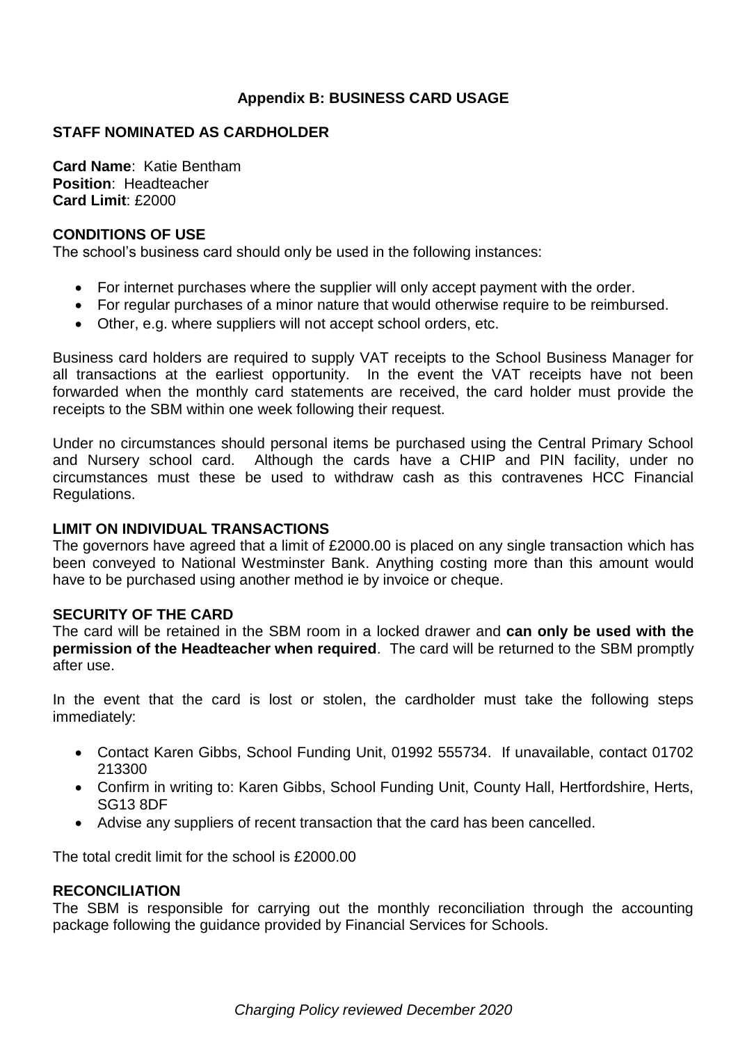## Appendix B: BUSINESS CARD USAGE

### STAFF NOMINATED AS CARDHOLDER

**Card Name**: Katie Bentham
**Position**: Headteacher
**Card Limit**: £2000

### CONDITIONS OF USE

The school's business card should only be used in the following instances:

- For internet purchases where the supplier will only accept payment with the order.
- For regular purchases of a minor nature that would otherwise require to be reimbursed.
- Other, e.g. where suppliers will not accept school orders, etc.

Business card holders are required to supply VAT receipts to the School Business Manager for all transactions at the earliest opportunity. In the event the VAT receipts have not been forwarded when the monthly card statements are received, the card holder must provide the receipts to the SBM within one week following their request.

Under no circumstances should personal items be purchased using the Central Primary School and Nursery school card. Although the cards have a CHIP and PIN facility, under no circumstances must these be used to withdraw cash as this contravenes HCC Financial Regulations.

### LIMIT ON INDIVIDUAL TRANSACTIONS

The governors have agreed that a limit of £2000.00 is placed on any single transaction which has been conveyed to National Westminster Bank. Anything costing more than this amount would have to be purchased using another method ie by invoice or cheque.

### SECURITY OF THE CARD

The card will be retained in the SBM room in a locked drawer and **can only be used with the permission of the Headteacher when required**. The card will be returned to the SBM promptly after use.

In the event that the card is lost or stolen, the cardholder must take the following steps immediately:

- Contact Karen Gibbs, School Funding Unit, 01992 555734. If unavailable, contact 01702 213300
- Confirm in writing to: Karen Gibbs, School Funding Unit, County Hall, Hertfordshire, Herts, SG13 8DF
- Advise any suppliers of recent transaction that the card has been cancelled.

The total credit limit for the school is £2000.00

### RECONCILIATION

The SBM is responsible for carrying out the monthly reconciliation through the accounting package following the guidance provided by Financial Services for Schools.